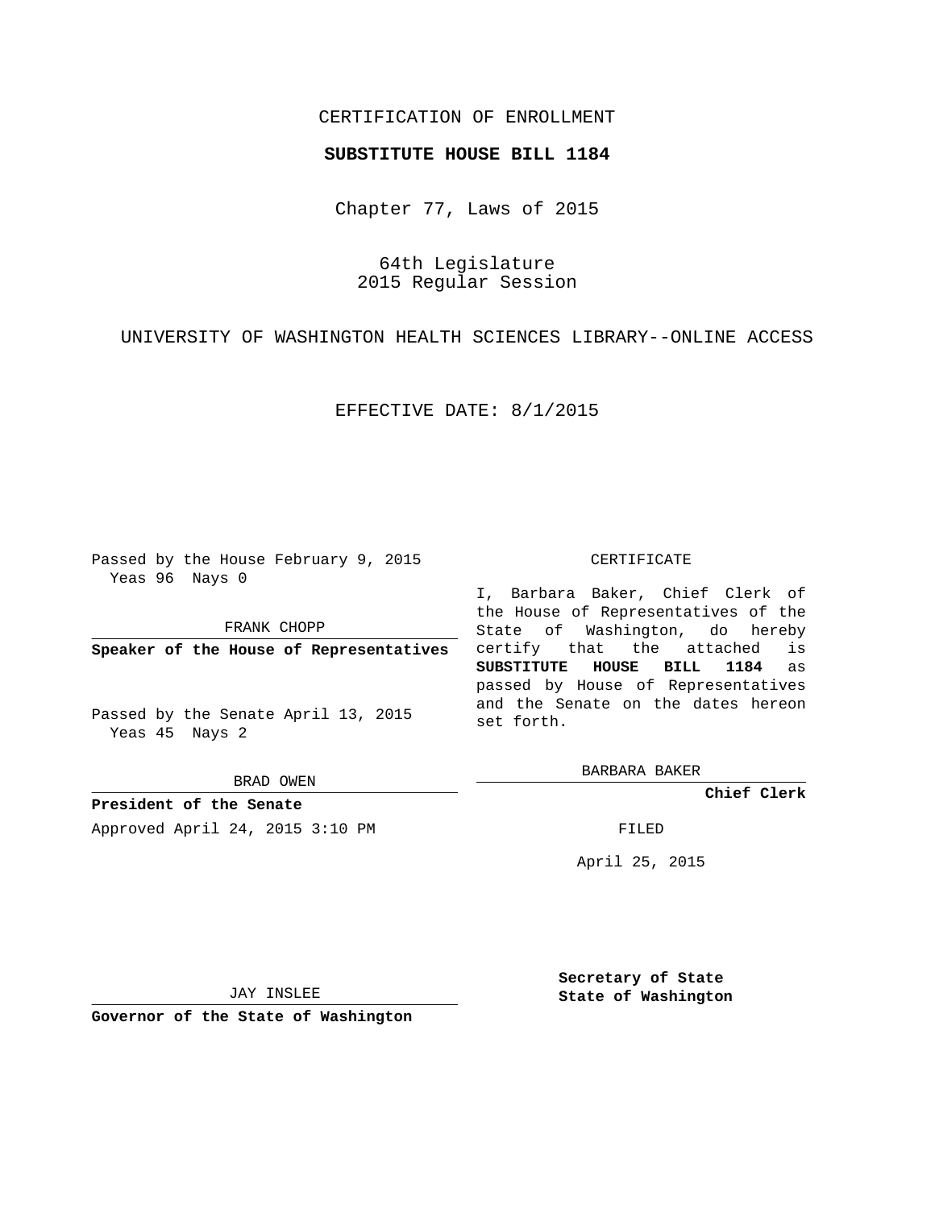CERTIFICATION OF ENROLLMENT

**SUBSTITUTE HOUSE BILL 1184**

Chapter 77, Laws of 2015

64th Legislature
2015 Regular Session

UNIVERSITY OF WASHINGTON HEALTH SCIENCES LIBRARY--ONLINE ACCESS

EFFECTIVE DATE: 8/1/2015

Passed by the House February 9, 2015
Yeas 96 Nays 0

FRANK CHOPP

**Speaker of the House of Representatives**

Passed by the Senate April 13, 2015
Yeas 45 Nays 2

BRAD OWEN

**President of the Senate**

Approved April 24, 2015 3:10 PM

JAY INSLEE

**Governor of the State of Washington**

CERTIFICATE

I, Barbara Baker, Chief Clerk of the House of Representatives of the State of Washington, do hereby certify that the attached is **SUBSTITUTE HOUSE BILL 1184** as passed by House of Representatives and the Senate on the dates hereon set forth.

BARBARA BAKER

**Chief Clerk**

FILED

April 25, 2015

**Secretary of State**
**State of Washington**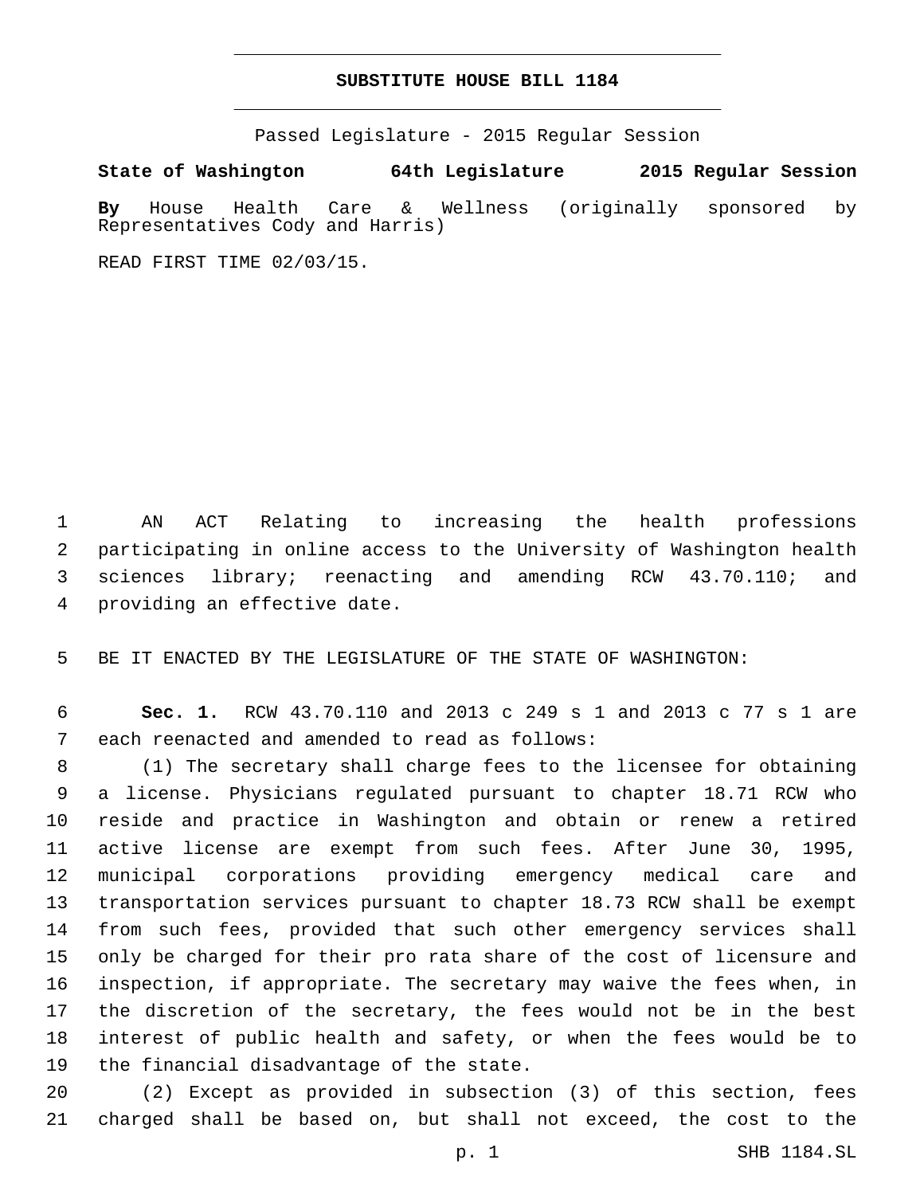# SUBSTITUTE HOUSE BILL 1184

Passed Legislature - 2015 Regular Session

**State of Washington 64th Legislature 2015 Regular Session**

**By** House Health Care & Wellness (originally sponsored by Representatives Cody and Harris)

READ FIRST TIME 02/03/15.

AN ACT Relating to increasing the health professions participating in online access to the University of Washington health sciences library; reenacting and amending RCW 43.70.110; and providing an effective date.

BE IT ENACTED BY THE LEGISLATURE OF THE STATE OF WASHINGTON:

**Sec. 1.** RCW 43.70.110 and 2013 c 249 s 1 and 2013 c 77 s 1 are each reenacted and amended to read as follows:

(1) The secretary shall charge fees to the licensee for obtaining a license. Physicians regulated pursuant to chapter 18.71 RCW who reside and practice in Washington and obtain or renew a retired active license are exempt from such fees. After June 30, 1995, municipal corporations providing emergency medical care and transportation services pursuant to chapter 18.73 RCW shall be exempt from such fees, provided that such other emergency services shall only be charged for their pro rata share of the cost of licensure and inspection, if appropriate. The secretary may waive the fees when, in the discretion of the secretary, the fees would not be in the best interest of public health and safety, or when the fees would be to the financial disadvantage of the state.

(2) Except as provided in subsection (3) of this section, fees charged shall be based on, but shall not exceed, the cost to the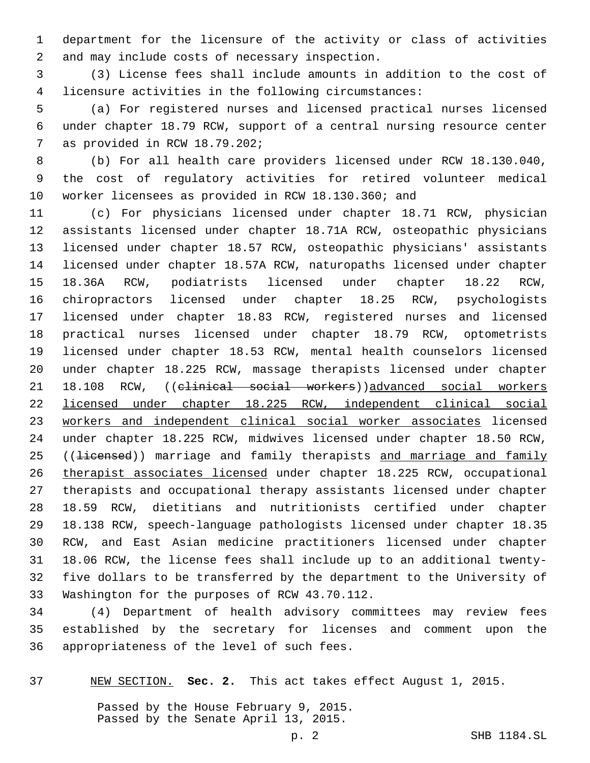department for the licensure of the activity or class of activities and may include costs of necessary inspection.

(3) License fees shall include amounts in addition to the cost of licensure activities in the following circumstances:

(a) For registered nurses and licensed practical nurses licensed under chapter 18.79 RCW, support of a central nursing resource center as provided in RCW 18.79.202;

(b) For all health care providers licensed under RCW 18.130.040, the cost of regulatory activities for retired volunteer medical worker licensees as provided in RCW 18.130.360; and

(c) For physicians licensed under chapter 18.71 RCW, physician assistants licensed under chapter 18.71A RCW, osteopathic physicians licensed under chapter 18.57 RCW, osteopathic physicians' assistants licensed under chapter 18.57A RCW, naturopaths licensed under chapter 18.36A RCW, podiatrists licensed under chapter 18.22 RCW, chiropractors licensed under chapter 18.25 RCW, psychologists licensed under chapter 18.83 RCW, registered nurses and licensed practical nurses licensed under chapter 18.79 RCW, optometrists licensed under chapter 18.53 RCW, mental health counselors licensed under chapter 18.225 RCW, massage therapists licensed under chapter 18.108 RCW, ((~~clinical social workers~~))<u>advanced social workers licensed under chapter 18.225 RCW, independent clinical social workers and independent clinical social worker associates</u> licensed under chapter 18.225 RCW, midwives licensed under chapter 18.50 RCW, ((~~licensed~~)) marriage and family therapists <u>and marriage and family therapist associates licensed</u> under chapter 18.225 RCW, occupational therapists and occupational therapy assistants licensed under chapter 18.59 RCW, dietitians and nutritionists certified under chapter 18.138 RCW, speech-language pathologists licensed under chapter 18.35 RCW, and East Asian medicine practitioners licensed under chapter 18.06 RCW, the license fees shall include up to an additional twenty-five dollars to be transferred by the department to the University of Washington for the purposes of RCW 43.70.112.

(4) Department of health advisory committees may review fees established by the secretary for licenses and comment upon the appropriateness of the level of such fees.

<u>NEW SECTION.</u> **Sec. 2.** This act takes effect August 1, 2015.

Passed by the House February 9, 2015.
Passed by the Senate April 13, 2015.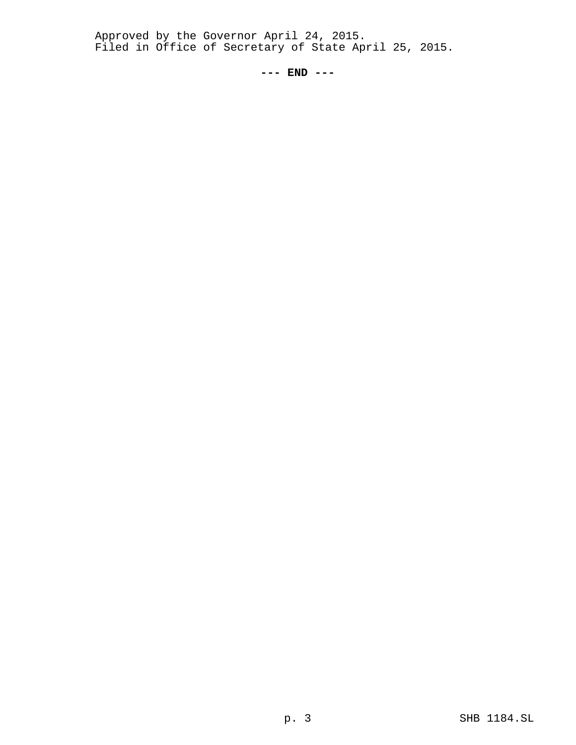Approved by the Governor April 24, 2015.
Filed in Office of Secretary of State April 25, 2015.

**--- END ---**